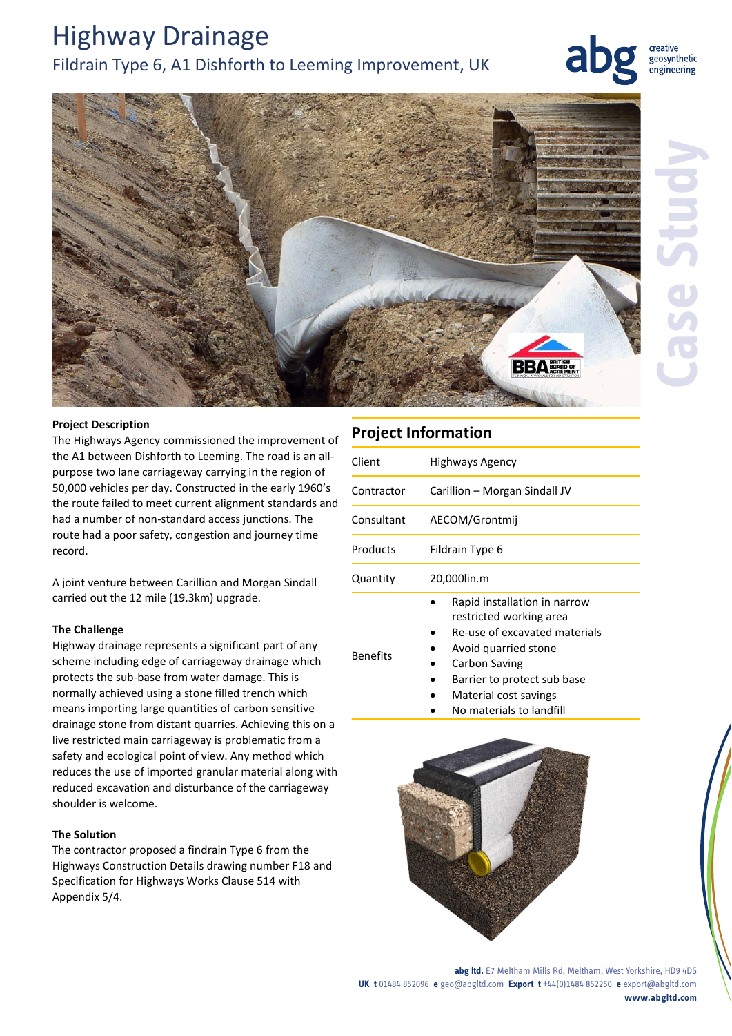# Highway Drainage

## Fildrain Type 6, A1 Dishforth to Leeming Improvement, UK

Case Study

**Project Description**

The Highways Agency commissioned the improvement of the A1 between Dishforth to Leeming. The road is an all-purpose two lane carriageway carrying in the region of 50,000 vehicles per day. Constructed in the early 1960's the route failed to meet current alignment standards and had a number of non-standard access junctions. The route had a poor safety, congestion and journey time record.

A joint venture between Carillion and Morgan Sindall carried out the 12 mile (19.3km) upgrade.

**The Challenge**

Highway drainage represents a significant part of any scheme including edge of carriageway drainage which protects the sub-base from water damage. This is normally achieved using a stone filled trench which means importing large quantities of carbon sensitive drainage stone from distant quarries. Achieving this on a live restricted main carriageway is problematic from a safety and ecological point of view. Any method which reduces the use of imported granular material along with reduced excavation and disturbance of the carriageway shoulder is welcome.

**The Solution**

The contractor proposed a findrain Type 6 from the Highways Construction Details drawing number F18 and Specification for Highways Works Clause 514 with Appendix 5/4.

## Project Information

| | |
|---|---|
| Client | Highways Agency |
| Contractor | Carillion – Morgan Sindall JV |
| Consultant | AECOM/Grontmij |
| Products | Fildrain Type 6 |
| Quantity | 20,000lin.m |
| Benefits | • Rapid installation in narrow restricted working area<br>• Re-use of excavated materials<br>• Avoid quarried stone<br>• Carbon Saving<br>• Barrier to protect sub base<br>• Material cost savings<br>• No materials to landfill |

**abg ltd.** E7 Meltham Mills Rd, Meltham, West Yorkshire, HD9 4DS
**UK t** 01484 852096 **e** geo@abgltd.com **Export t** +44(0)1484 852250 **e** export@abgltd.com
**www.abgltd.com**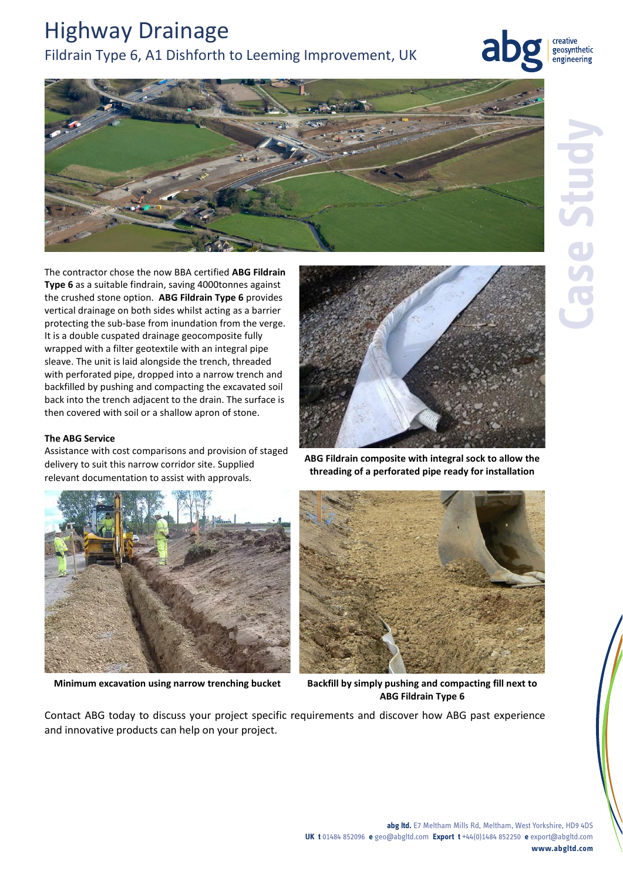# Highway Drainage

## Fildrain Type 6, A1 Dishforth to Leeming Improvement, UK

The contractor chose the now BBA certified **ABG Fildrain Type 6** as a suitable findrain, saving 4000tonnes against the crushed stone option. **ABG Fildrain Type 6** provides vertical drainage on both sides whilst acting as a barrier protecting the sub-base from inundation from the verge. It is a double cuspated drainage geocomposite fully wrapped with a filter geotextile with an integral pipe sleave. The unit is laid alongside the trench, threaded with perforated pipe, dropped into a narrow trench and backfilled by pushing and compacting the excavated soil back into the trench adjacent to the drain. The surface is then covered with soil or a shallow apron of stone.

**The ABG Service**

Assistance with cost comparisons and provision of staged delivery to suit this narrow corridor site. Supplied relevant documentation to assist with approvals.

**ABG Fildrain composite with integral sock to allow the threading of a perforated pipe ready for installation**

**Minimum excavation using narrow trenching bucket**

**Backfill by simply pushing and compacting fill next to ABG Fildrain Type 6**

Contact ABG today to discuss your project specific requirements and discover how ABG past experience and innovative products can help on your project.

**abg ltd.** E7 Meltham Mills Rd, Meltham, West Yorkshire, HD9 4DS
**UK t** 01484 852096 **e** geo@abgltd.com **Export t** +44(0)1484 852250 **e** export@abgltd.com
**www.abgltd.com**